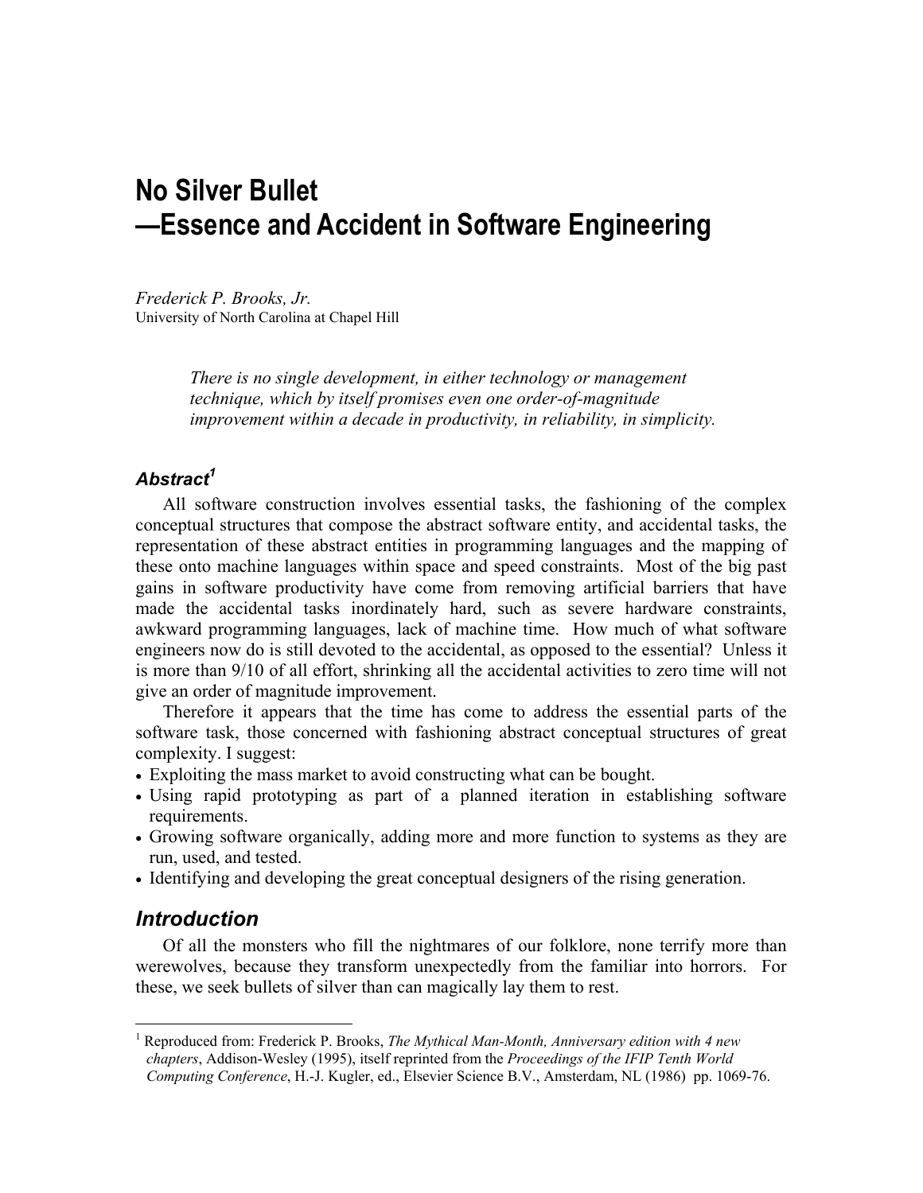# No Silver Bullet
# —Essence and Accident in Software Engineering

*Frederick P. Brooks, Jr.*
University of North Carolina at Chapel Hill

> *There is no single development, in either technology or management technique, which by itself promises even one order-of-magnitude improvement within a decade in productivity, in reliability, in simplicity.*

### *Abstract*[1]

All software construction involves essential tasks, the fashioning of the complex conceptual structures that compose the abstract software entity, and accidental tasks, the representation of these abstract entities in programming languages and the mapping of these onto machine languages within space and speed constraints. Most of the big past gains in software productivity have come from removing artificial barriers that have made the accidental tasks inordinately hard, such as severe hardware constraints, awkward programming languages, lack of machine time. How much of what software engineers now do is still devoted to the accidental, as opposed to the essential? Unless it is more than 9/10 of all effort, shrinking all the accidental activities to zero time will not give an order of magnitude improvement.

Therefore it appears that the time has come to address the essential parts of the software task, those concerned with fashioning abstract conceptual structures of great complexity. I suggest:

- Exploiting the mass market to avoid constructing what can be bought.
- Using rapid prototyping as part of a planned iteration in establishing software requirements.
- Growing software organically, adding more and more function to systems as they are run, used, and tested.
- Identifying and developing the great conceptual designers of the rising generation.

## *Introduction*

Of all the monsters who fill the nightmares of our folklore, none terrify more than werewolves, because they transform unexpectedly from the familiar into horrors. For these, we seek bullets of silver than can magically lay them to rest.

---

[1] Reproduced from: Frederick P. Brooks, *The Mythical Man-Month, Anniversary edition with 4 new chapters*, Addison-Wesley (1995), itself reprinted from the *Proceedings of the IFIP Tenth World Computing Conference*, H.-J. Kugler, ed., Elsevier Science B.V., Amsterdam, NL (1986) pp. 1069-76.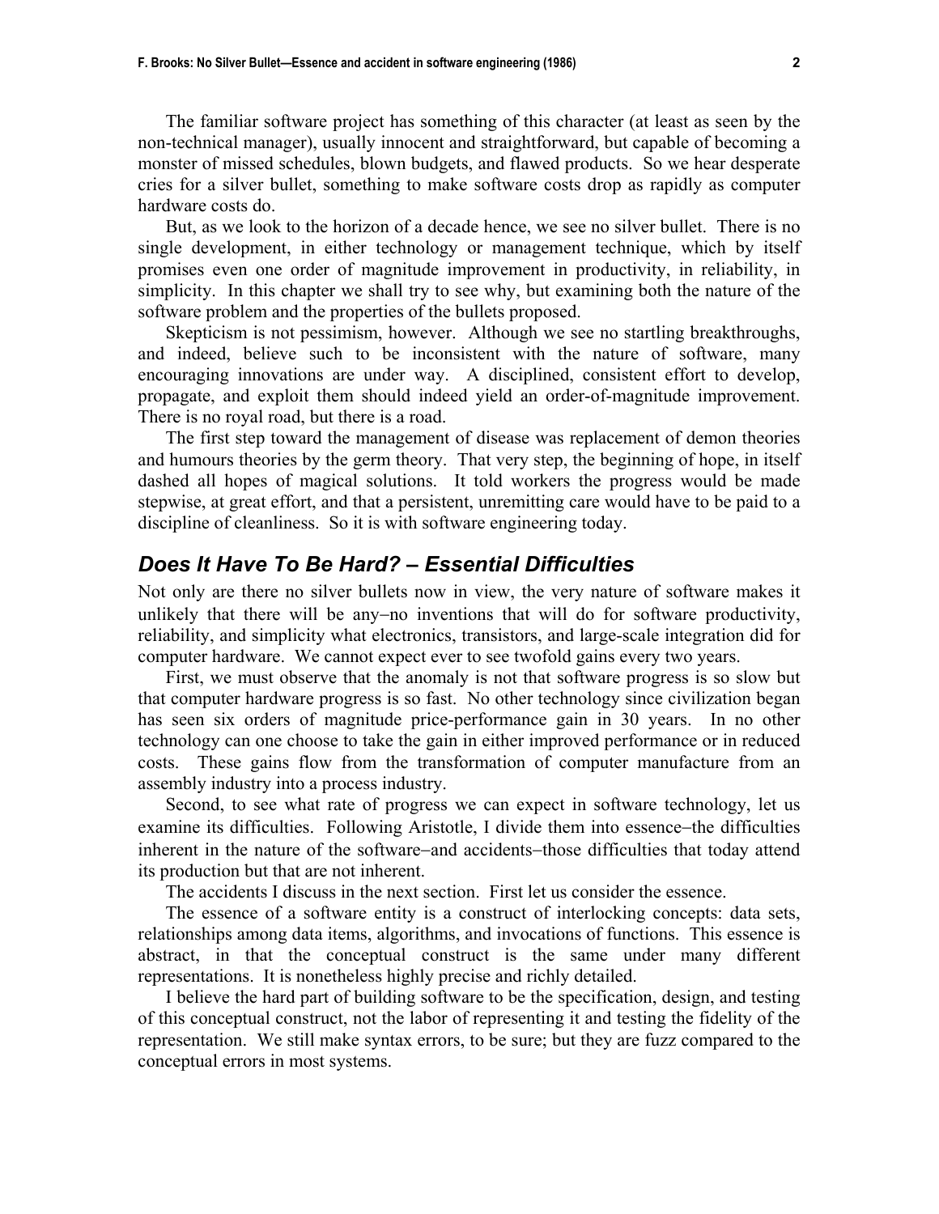The familiar software project has something of this character (at least as seen by the non-technical manager), usually innocent and straightforward, but capable of becoming a monster of missed schedules, blown budgets, and flawed products. So we hear desperate cries for a silver bullet, something to make software costs drop as rapidly as computer hardware costs do.

But, as we look to the horizon of a decade hence, we see no silver bullet. There is no single development, in either technology or management technique, which by itself promises even one order of magnitude improvement in productivity, in reliability, in simplicity. In this chapter we shall try to see why, but examining both the nature of the software problem and the properties of the bullets proposed.

Skepticism is not pessimism, however. Although we see no startling breakthroughs, and indeed, believe such to be inconsistent with the nature of software, many encouraging innovations are under way. A disciplined, consistent effort to develop, propagate, and exploit them should indeed yield an order-of-magnitude improvement. There is no royal road, but there is a road.

The first step toward the management of disease was replacement of demon theories and humours theories by the germ theory. That very step, the beginning of hope, in itself dashed all hopes of magical solutions. It told workers the progress would be made stepwise, at great effort, and that a persistent, unremitting care would have to be paid to a discipline of cleanliness. So it is with software engineering today.

## Does It Have To Be Hard? – Essential Difficulties

Not only are there no silver bullets now in view, the very nature of software makes it unlikely that there will be any−no inventions that will do for software productivity, reliability, and simplicity what electronics, transistors, and large-scale integration did for computer hardware. We cannot expect ever to see twofold gains every two years.

First, we must observe that the anomaly is not that software progress is so slow but that computer hardware progress is so fast. No other technology since civilization began has seen six orders of magnitude price-performance gain in 30 years. In no other technology can one choose to take the gain in either improved performance or in reduced costs. These gains flow from the transformation of computer manufacture from an assembly industry into a process industry.

Second, to see what rate of progress we can expect in software technology, let us examine its difficulties. Following Aristotle, I divide them into essence−the difficulties inherent in the nature of the software−and accidents−those difficulties that today attend its production but that are not inherent.

The accidents I discuss in the next section. First let us consider the essence.

The essence of a software entity is a construct of interlocking concepts: data sets, relationships among data items, algorithms, and invocations of functions. This essence is abstract, in that the conceptual construct is the same under many different representations. It is nonetheless highly precise and richly detailed.

I believe the hard part of building software to be the specification, design, and testing of this conceptual construct, not the labor of representing it and testing the fidelity of the representation. We still make syntax errors, to be sure; but they are fuzz compared to the conceptual errors in most systems.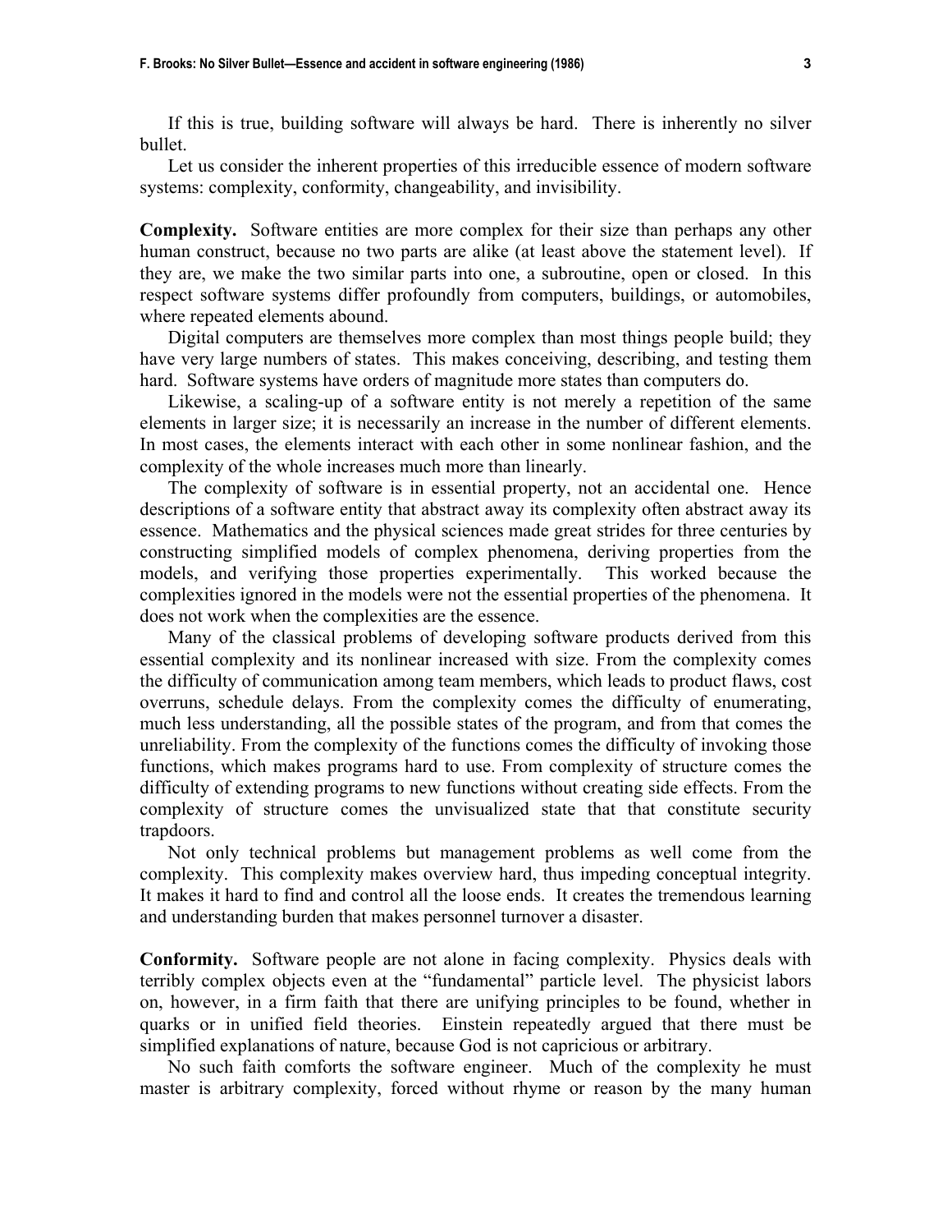If this is true, building software will always be hard. There is inherently no silver bullet.

Let us consider the inherent properties of this irreducible essence of modern software systems: complexity, conformity, changeability, and invisibility.

**Complexity.** Software entities are more complex for their size than perhaps any other human construct, because no two parts are alike (at least above the statement level). If they are, we make the two similar parts into one, a subroutine, open or closed. In this respect software systems differ profoundly from computers, buildings, or automobiles, where repeated elements abound.

Digital computers are themselves more complex than most things people build; they have very large numbers of states. This makes conceiving, describing, and testing them hard. Software systems have orders of magnitude more states than computers do.

Likewise, a scaling-up of a software entity is not merely a repetition of the same elements in larger size; it is necessarily an increase in the number of different elements. In most cases, the elements interact with each other in some nonlinear fashion, and the complexity of the whole increases much more than linearly.

The complexity of software is in essential property, not an accidental one. Hence descriptions of a software entity that abstract away its complexity often abstract away its essence. Mathematics and the physical sciences made great strides for three centuries by constructing simplified models of complex phenomena, deriving properties from the models, and verifying those properties experimentally. This worked because the complexities ignored in the models were not the essential properties of the phenomena. It does not work when the complexities are the essence.

Many of the classical problems of developing software products derived from this essential complexity and its nonlinear increased with size. From the complexity comes the difficulty of communication among team members, which leads to product flaws, cost overruns, schedule delays. From the complexity comes the difficulty of enumerating, much less understanding, all the possible states of the program, and from that comes the unreliability. From the complexity of the functions comes the difficulty of invoking those functions, which makes programs hard to use. From complexity of structure comes the difficulty of extending programs to new functions without creating side effects. From the complexity of structure comes the unvisualized state that that constitute security trapdoors.

Not only technical problems but management problems as well come from the complexity. This complexity makes overview hard, thus impeding conceptual integrity. It makes it hard to find and control all the loose ends. It creates the tremendous learning and understanding burden that makes personnel turnover a disaster.

**Conformity.** Software people are not alone in facing complexity. Physics deals with terribly complex objects even at the "fundamental" particle level. The physicist labors on, however, in a firm faith that there are unifying principles to be found, whether in quarks or in unified field theories. Einstein repeatedly argued that there must be simplified explanations of nature, because God is not capricious or arbitrary.

No such faith comforts the software engineer. Much of the complexity he must master is arbitrary complexity, forced without rhyme or reason by the many human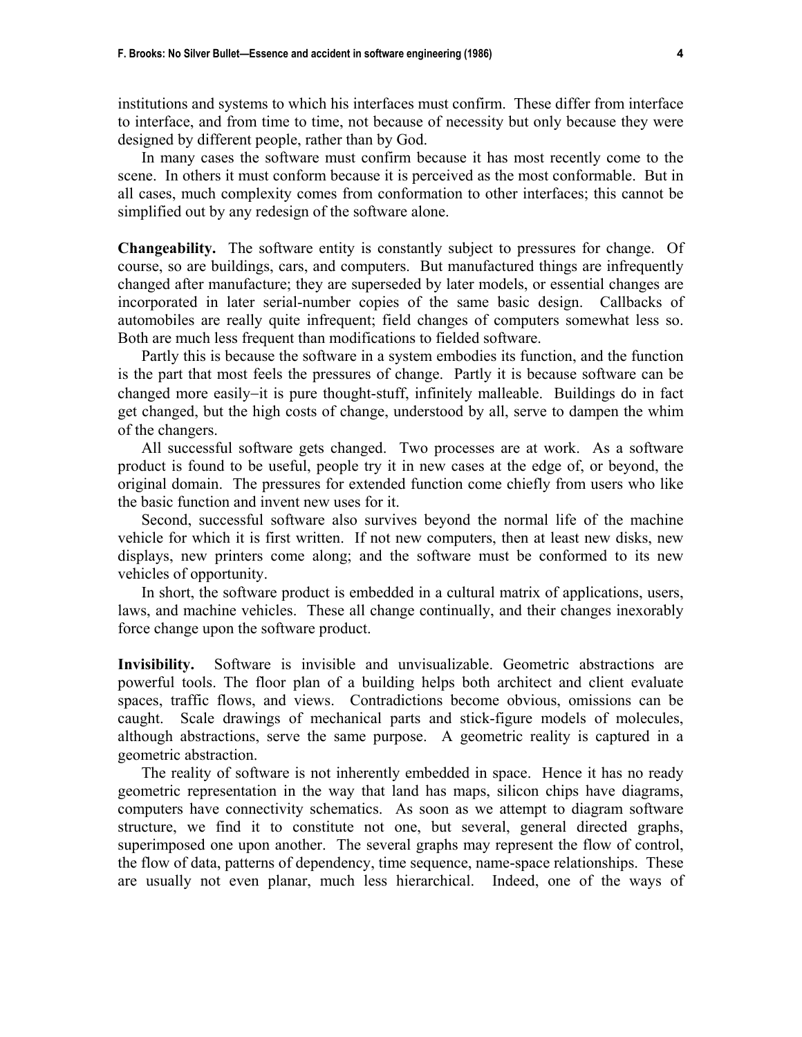institutions and systems to which his interfaces must confirm. These differ from interface to interface, and from time to time, not because of necessity but only because they were designed by different people, rather than by God.

In many cases the software must confirm because it has most recently come to the scene. In others it must conform because it is perceived as the most conformable. But in all cases, much complexity comes from conformation to other interfaces; this cannot be simplified out by any redesign of the software alone.

**Changeability.** The software entity is constantly subject to pressures for change. Of course, so are buildings, cars, and computers. But manufactured things are infrequently changed after manufacture; they are superseded by later models, or essential changes are incorporated in later serial-number copies of the same basic design. Callbacks of automobiles are really quite infrequent; field changes of computers somewhat less so. Both are much less frequent than modifications to fielded software.

Partly this is because the software in a system embodies its function, and the function is the part that most feels the pressures of change. Partly it is because software can be changed more easily–it is pure thought-stuff, infinitely malleable. Buildings do in fact get changed, but the high costs of change, understood by all, serve to dampen the whim of the changers.

All successful software gets changed. Two processes are at work. As a software product is found to be useful, people try it in new cases at the edge of, or beyond, the original domain. The pressures for extended function come chiefly from users who like the basic function and invent new uses for it.

Second, successful software also survives beyond the normal life of the machine vehicle for which it is first written. If not new computers, then at least new disks, new displays, new printers come along; and the software must be conformed to its new vehicles of opportunity.

In short, the software product is embedded in a cultural matrix of applications, users, laws, and machine vehicles. These all change continually, and their changes inexorably force change upon the software product.

**Invisibility.** Software is invisible and unvisualizable. Geometric abstractions are powerful tools. The floor plan of a building helps both architect and client evaluate spaces, traffic flows, and views. Contradictions become obvious, omissions can be caught. Scale drawings of mechanical parts and stick-figure models of molecules, although abstractions, serve the same purpose. A geometric reality is captured in a geometric abstraction.

The reality of software is not inherently embedded in space. Hence it has no ready geometric representation in the way that land has maps, silicon chips have diagrams, computers have connectivity schematics. As soon as we attempt to diagram software structure, we find it to constitute not one, but several, general directed graphs, superimposed one upon another. The several graphs may represent the flow of control, the flow of data, patterns of dependency, time sequence, name-space relationships. These are usually not even planar, much less hierarchical. Indeed, one of the ways of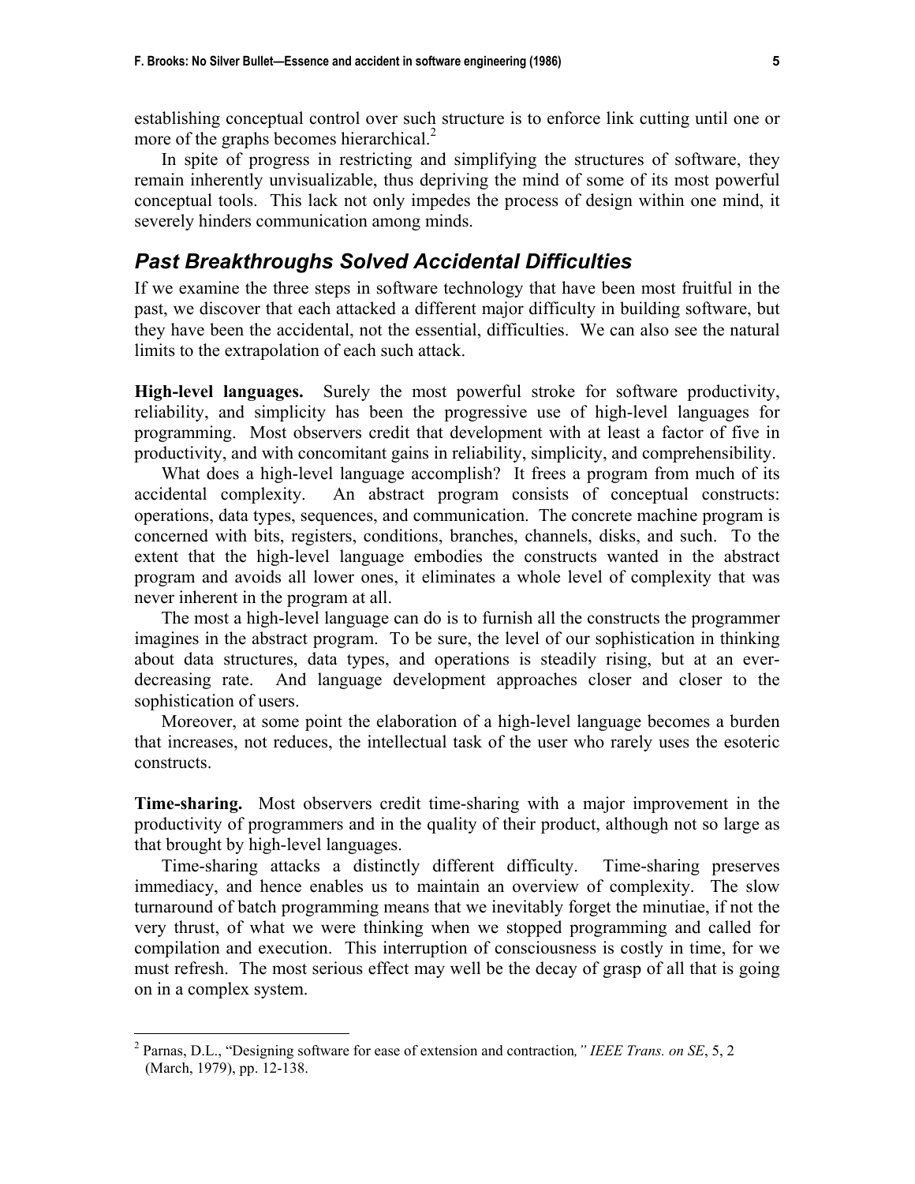establishing conceptual control over such structure is to enforce link cutting until one or more of the graphs becomes hierarchical.[2]

In spite of progress in restricting and simplifying the structures of software, they remain inherently unvisualizable, thus depriving the mind of some of its most powerful conceptual tools. This lack not only impedes the process of design within one mind, it severely hinders communication among minds.

## *Past Breakthroughs Solved Accidental Difficulties*

If we examine the three steps in software technology that have been most fruitful in the past, we discover that each attacked a different major difficulty in building software, but they have been the accidental, not the essential, difficulties. We can also see the natural limits to the extrapolation of each such attack.

**High-level languages.** Surely the most powerful stroke for software productivity, reliability, and simplicity has been the progressive use of high-level languages for programming. Most observers credit that development with at least a factor of five in productivity, and with concomitant gains in reliability, simplicity, and comprehensibility.

What does a high-level language accomplish? It frees a program from much of its accidental complexity. An abstract program consists of conceptual constructs: operations, data types, sequences, and communication. The concrete machine program is concerned with bits, registers, conditions, branches, channels, disks, and such. To the extent that the high-level language embodies the constructs wanted in the abstract program and avoids all lower ones, it eliminates a whole level of complexity that was never inherent in the program at all.

The most a high-level language can do is to furnish all the constructs the programmer imagines in the abstract program. To be sure, the level of our sophistication in thinking about data structures, data types, and operations is steadily rising, but at an ever-decreasing rate. And language development approaches closer and closer to the sophistication of users.

Moreover, at some point the elaboration of a high-level language becomes a burden that increases, not reduces, the intellectual task of the user who rarely uses the esoteric constructs.

**Time-sharing.** Most observers credit time-sharing with a major improvement in the productivity of programmers and in the quality of their product, although not so large as that brought by high-level languages.

Time-sharing attacks a distinctly different difficulty. Time-sharing preserves immediacy, and hence enables us to maintain an overview of complexity. The slow turnaround of batch programming means that we inevitably forget the minutiae, if not the very thrust, of what we were thinking when we stopped programming and called for compilation and execution. This interruption of consciousness is costly in time, for we must refresh. The most serious effect may well be the decay of grasp of all that is going on in a complex system.

---

[2] Parnas, D.L., "Designing software for ease of extension and contraction," *IEEE Trans. on SE*, 5, 2 (March, 1979), pp. 12-138.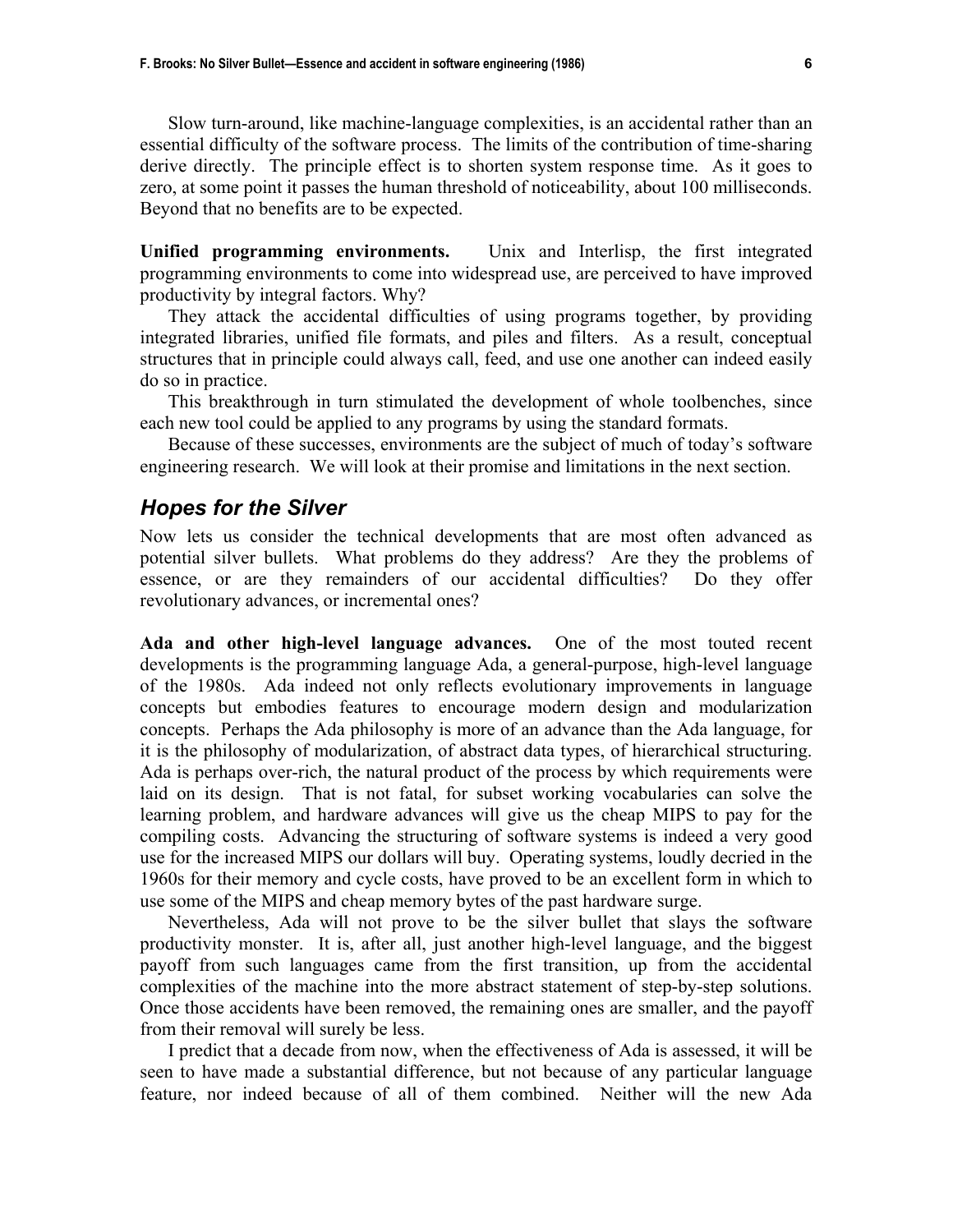Slow turn-around, like machine-language complexities, is an accidental rather than an essential difficulty of the software process. The limits of the contribution of time-sharing derive directly. The principle effect is to shorten system response time. As it goes to zero, at some point it passes the human threshold of noticeability, about 100 milliseconds. Beyond that no benefits are to be expected.

**Unified programming environments.** Unix and Interlisp, the first integrated programming environments to come into widespread use, are perceived to have improved productivity by integral factors. Why?

They attack the accidental difficulties of using programs together, by providing integrated libraries, unified file formats, and piles and filters. As a result, conceptual structures that in principle could always call, feed, and use one another can indeed easily do so in practice.

This breakthrough in turn stimulated the development of whole toolbenches, since each new tool could be applied to any programs by using the standard formats.

Because of these successes, environments are the subject of much of today's software engineering research. We will look at their promise and limitations in the next section.

## *Hopes for the Silver*

Now lets us consider the technical developments that are most often advanced as potential silver bullets. What problems do they address? Are they the problems of essence, or are they remainders of our accidental difficulties? Do they offer revolutionary advances, or incremental ones?

**Ada and other high-level language advances.** One of the most touted recent developments is the programming language Ada, a general-purpose, high-level language of the 1980s. Ada indeed not only reflects evolutionary improvements in language concepts but embodies features to encourage modern design and modularization concepts. Perhaps the Ada philosophy is more of an advance than the Ada language, for it is the philosophy of modularization, of abstract data types, of hierarchical structuring. Ada is perhaps over-rich, the natural product of the process by which requirements were laid on its design. That is not fatal, for subset working vocabularies can solve the learning problem, and hardware advances will give us the cheap MIPS to pay for the compiling costs. Advancing the structuring of software systems is indeed a very good use for the increased MIPS our dollars will buy. Operating systems, loudly decried in the 1960s for their memory and cycle costs, have proved to be an excellent form in which to use some of the MIPS and cheap memory bytes of the past hardware surge.

Nevertheless, Ada will not prove to be the silver bullet that slays the software productivity monster. It is, after all, just another high-level language, and the biggest payoff from such languages came from the first transition, up from the accidental complexities of the machine into the more abstract statement of step-by-step solutions. Once those accidents have been removed, the remaining ones are smaller, and the payoff from their removal will surely be less.

I predict that a decade from now, when the effectiveness of Ada is assessed, it will be seen to have made a substantial difference, but not because of any particular language feature, nor indeed because of all of them combined. Neither will the new Ada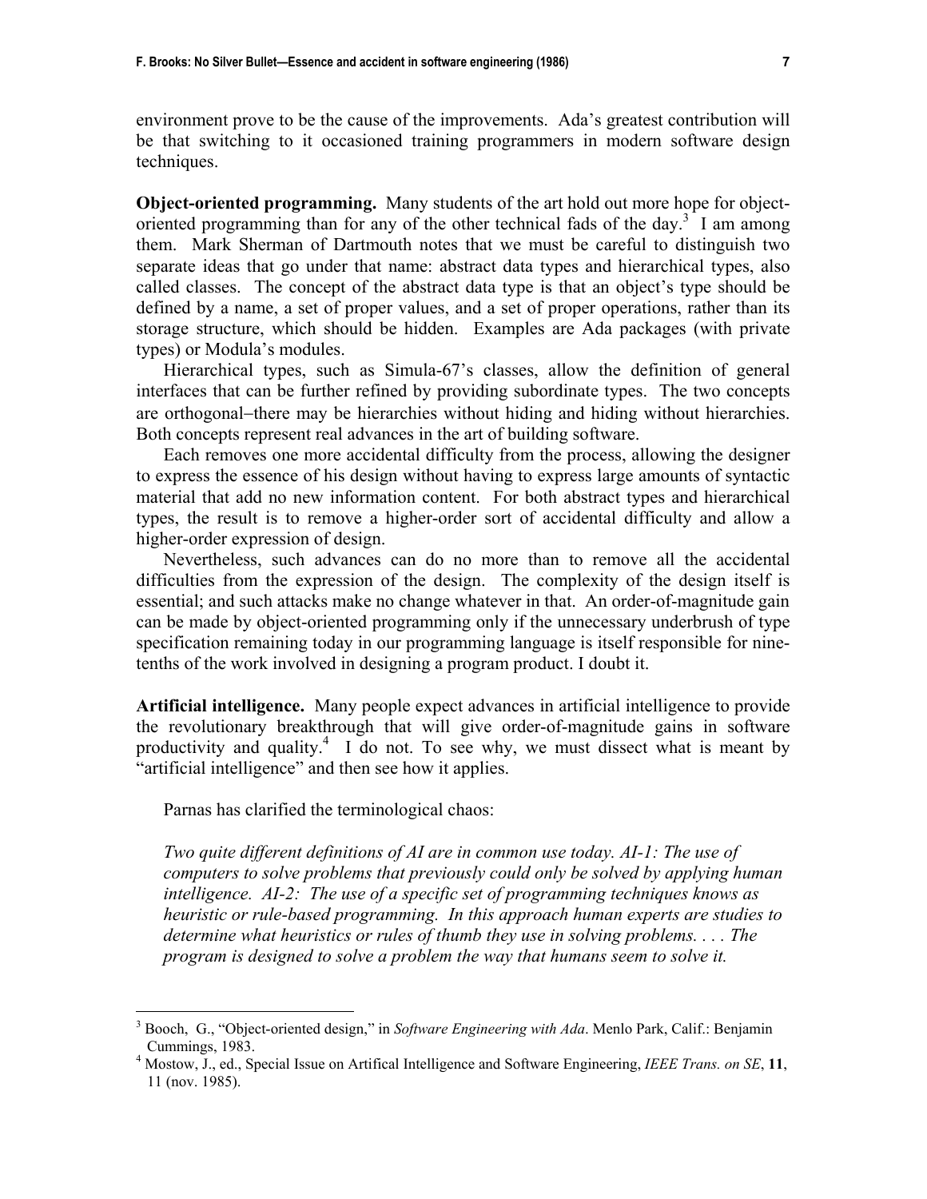environment prove to be the cause of the improvements. Ada's greatest contribution will be that switching to it occasioned training programmers in modern software design techniques.

**Object-oriented programming.** Many students of the art hold out more hope for object-oriented programming than for any of the other technical fads of the day.[3] I am among them. Mark Sherman of Dartmouth notes that we must be careful to distinguish two separate ideas that go under that name: abstract data types and hierarchical types, also called classes. The concept of the abstract data type is that an object's type should be defined by a name, a set of proper values, and a set of proper operations, rather than its storage structure, which should be hidden. Examples are Ada packages (with private types) or Modula's modules.

Hierarchical types, such as Simula-67's classes, allow the definition of general interfaces that can be further refined by providing subordinate types. The two concepts are orthogonal–there may be hierarchies without hiding and hiding without hierarchies. Both concepts represent real advances in the art of building software.

Each removes one more accidental difficulty from the process, allowing the designer to express the essence of his design without having to express large amounts of syntactic material that add no new information content. For both abstract types and hierarchical types, the result is to remove a higher-order sort of accidental difficulty and allow a higher-order expression of design.

Nevertheless, such advances can do no more than to remove all the accidental difficulties from the expression of the design. The complexity of the design itself is essential; and such attacks make no change whatever in that. An order-of-magnitude gain can be made by object-oriented programming only if the unnecessary underbrush of type specification remaining today in our programming language is itself responsible for nine-tenths of the work involved in designing a program product. I doubt it.

**Artificial intelligence.** Many people expect advances in artificial intelligence to provide the revolutionary breakthrough that will give order-of-magnitude gains in software productivity and quality.[4] I do not. To see why, we must dissect what is meant by "artificial intelligence" and then see how it applies.

Parnas has clarified the terminological chaos:

> *Two quite different definitions of AI are in common use today. AI-1: The use of computers to solve problems that previously could only be solved by applying human intelligence. AI-2: The use of a specific set of programming techniques knows as heuristic or rule-based programming. In this approach human experts are studies to determine what heuristics or rules of thumb they use in solving problems. . . . The program is designed to solve a problem the way that humans seem to solve it.*

---

[3] Booch, G., "Object-oriented design," in *Software Engineering with Ada*. Menlo Park, Calif.: Benjamin Cummings, 1983.

[4] Mostow, J., ed., Special Issue on Artifical Intelligence and Software Engineering, *IEEE Trans. on SE*, **11**, 11 (nov. 1985).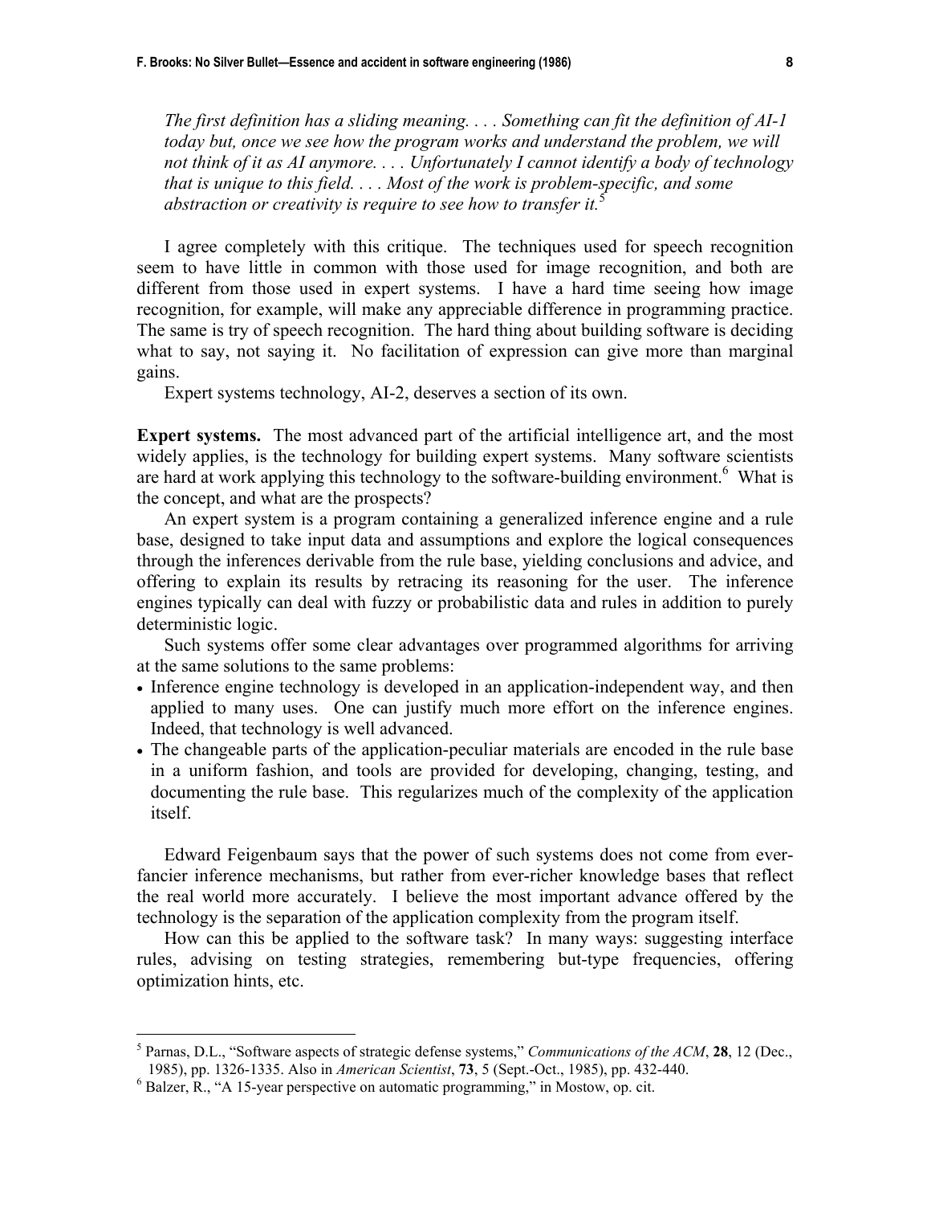*The first definition has a sliding meaning. . . . Something can fit the definition of AI-1 today but, once we see how the program works and understand the problem, we will not think of it as AI anymore. . . . Unfortunately I cannot identify a body of technology that is unique to this field. . . . Most of the work is problem-specific, and some abstraction or creativity is require to see how to transfer it.*[5]

I agree completely with this critique. The techniques used for speech recognition seem to have little in common with those used for image recognition, and both are different from those used in expert systems. I have a hard time seeing how image recognition, for example, will make any appreciable difference in programming practice. The same is try of speech recognition. The hard thing about building software is deciding what to say, not saying it. No facilitation of expression can give more than marginal gains.

Expert systems technology, AI-2, deserves a section of its own.

**Expert systems.** The most advanced part of the artificial intelligence art, and the most widely applies, is the technology for building expert systems. Many software scientists are hard at work applying this technology to the software-building environment.[6] What is the concept, and what are the prospects?

An expert system is a program containing a generalized inference engine and a rule base, designed to take input data and assumptions and explore the logical consequences through the inferences derivable from the rule base, yielding conclusions and advice, and offering to explain its results by retracing its reasoning for the user. The inference engines typically can deal with fuzzy or probabilistic data and rules in addition to purely deterministic logic.

Such systems offer some clear advantages over programmed algorithms for arriving at the same solutions to the same problems:

- Inference engine technology is developed in an application-independent way, and then applied to many uses. One can justify much more effort on the inference engines. Indeed, that technology is well advanced.
- The changeable parts of the application-peculiar materials are encoded in the rule base in a uniform fashion, and tools are provided for developing, changing, testing, and documenting the rule base. This regularizes much of the complexity of the application itself.

Edward Feigenbaum says that the power of such systems does not come from ever-fancier inference mechanisms, but rather from ever-richer knowledge bases that reflect the real world more accurately. I believe the most important advance offered by the technology is the separation of the application complexity from the program itself.

How can this be applied to the software task? In many ways: suggesting interface rules, advising on testing strategies, remembering but-type frequencies, offering optimization hints, etc.

---

[5] Parnas, D.L., "Software aspects of strategic defense systems," *Communications of the ACM*, **28**, 12 (Dec., 1985), pp. 1326-1335. Also in *American Scientist*, **73**, 5 (Sept.-Oct., 1985), pp. 432-440.

[6] Balzer, R., "A 15-year perspective on automatic programming," in Mostow, op. cit.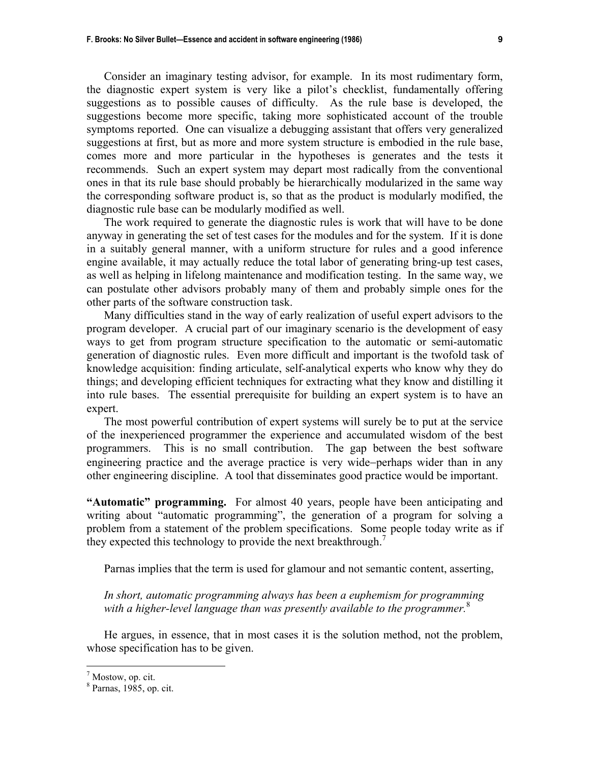Consider an imaginary testing advisor, for example. In its most rudimentary form, the diagnostic expert system is very like a pilot's checklist, fundamentally offering suggestions as to possible causes of difficulty. As the rule base is developed, the suggestions become more specific, taking more sophisticated account of the trouble symptoms reported. One can visualize a debugging assistant that offers very generalized suggestions at first, but as more and more system structure is embodied in the rule base, comes more and more particular in the hypotheses is generates and the tests it recommends. Such an expert system may depart most radically from the conventional ones in that its rule base should probably be hierarchically modularized in the same way the corresponding software product is, so that as the product is modularly modified, the diagnostic rule base can be modularly modified as well.

The work required to generate the diagnostic rules is work that will have to be done anyway in generating the set of test cases for the modules and for the system. If it is done in a suitably general manner, with a uniform structure for rules and a good inference engine available, it may actually reduce the total labor of generating bring-up test cases, as well as helping in lifelong maintenance and modification testing. In the same way, we can postulate other advisors probably many of them and probably simple ones for the other parts of the software construction task.

Many difficulties stand in the way of early realization of useful expert advisors to the program developer. A crucial part of our imaginary scenario is the development of easy ways to get from program structure specification to the automatic or semi-automatic generation of diagnostic rules. Even more difficult and important is the twofold task of knowledge acquisition: finding articulate, self-analytical experts who know why they do things; and developing efficient techniques for extracting what they know and distilling it into rule bases. The essential prerequisite for building an expert system is to have an expert.

The most powerful contribution of expert systems will surely be to put at the service of the inexperienced programmer the experience and accumulated wisdom of the best programmers. This is no small contribution. The gap between the best software engineering practice and the average practice is very wide−perhaps wider than in any other engineering discipline. A tool that disseminates good practice would be important.

**"Automatic" programming.** For almost 40 years, people have been anticipating and writing about "automatic programming", the generation of a program for solving a problem from a statement of the problem specifications. Some people today write as if they expected this technology to provide the next breakthrough.[7]

Parnas implies that the term is used for glamour and not semantic content, asserting,

*In short, automatic programming always has been a euphemism for programming with a higher-level language than was presently available to the programmer.*[8]

He argues, in essence, that in most cases it is the solution method, not the problem, whose specification has to be given.

---

[7] Mostow, op. cit.

[8] Parnas, 1985, op. cit.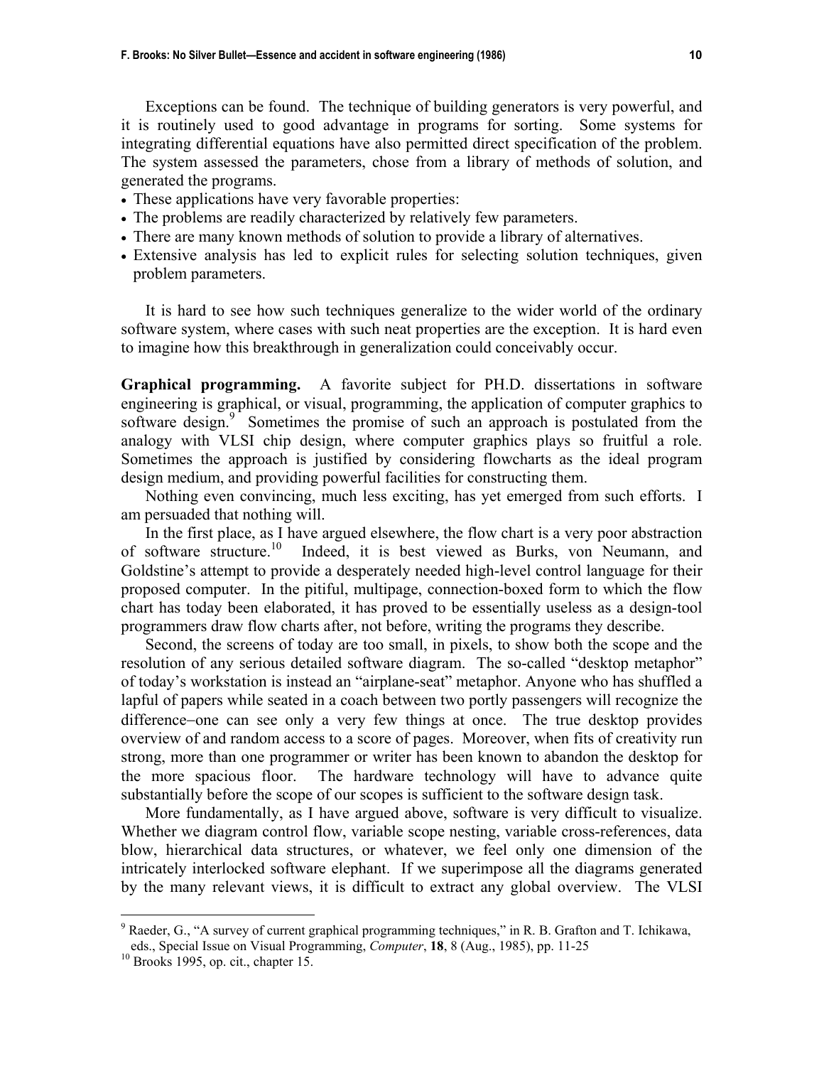Exceptions can be found. The technique of building generators is very powerful, and it is routinely used to good advantage in programs for sorting. Some systems for integrating differential equations have also permitted direct specification of the problem. The system assessed the parameters, chose from a library of methods of solution, and generated the programs.

- These applications have very favorable properties:
- The problems are readily characterized by relatively few parameters.
- There are many known methods of solution to provide a library of alternatives.
- Extensive analysis has led to explicit rules for selecting solution techniques, given problem parameters.

It is hard to see how such techniques generalize to the wider world of the ordinary software system, where cases with such neat properties are the exception. It is hard even to imagine how this breakthrough in generalization could conceivably occur.

**Graphical programming.** A favorite subject for PH.D. dissertations in software engineering is graphical, or visual, programming, the application of computer graphics to software design.[9] Sometimes the promise of such an approach is postulated from the analogy with VLSI chip design, where computer graphics plays so fruitful a role. Sometimes the approach is justified by considering flowcharts as the ideal program design medium, and providing powerful facilities for constructing them.

Nothing even convincing, much less exciting, has yet emerged from such efforts. I am persuaded that nothing will.

In the first place, as I have argued elsewhere, the flow chart is a very poor abstraction of software structure.[10] Indeed, it is best viewed as Burks, von Neumann, and Goldstine's attempt to provide a desperately needed high-level control language for their proposed computer. In the pitiful, multipage, connection-boxed form to which the flow chart has today been elaborated, it has proved to be essentially useless as a design-tool programmers draw flow charts after, not before, writing the programs they describe.

Second, the screens of today are too small, in pixels, to show both the scope and the resolution of any serious detailed software diagram. The so-called "desktop metaphor" of today's workstation is instead an "airplane-seat" metaphor. Anyone who has shuffled a lapful of papers while seated in a coach between two portly passengers will recognize the difference–one can see only a very few things at once. The true desktop provides overview of and random access to a score of pages. Moreover, when fits of creativity run strong, more than one programmer or writer has been known to abandon the desktop for the more spacious floor. The hardware technology will have to advance quite substantially before the scope of our scopes is sufficient to the software design task.

More fundamentally, as I have argued above, software is very difficult to visualize. Whether we diagram control flow, variable scope nesting, variable cross-references, data blow, hierarchical data structures, or whatever, we feel only one dimension of the intricately interlocked software elephant. If we superimpose all the diagrams generated by the many relevant views, it is difficult to extract any global overview. The VLSI

---

[9] Raeder, G., "A survey of current graphical programming techniques," in R. B. Grafton and T. Ichikawa, eds., Special Issue on Visual Programming, *Computer*, **18**, 8 (Aug., 1985), pp. 11-25

[10] Brooks 1995, op. cit., chapter 15.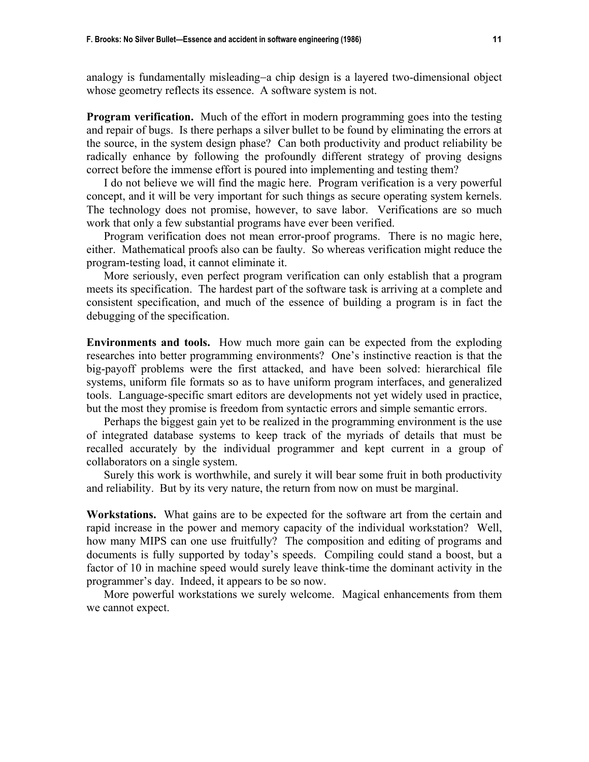analogy is fundamentally misleading–a chip design is a layered two-dimensional object whose geometry reflects its essence. A software system is not.

**Program verification.** Much of the effort in modern programming goes into the testing and repair of bugs. Is there perhaps a silver bullet to be found by eliminating the errors at the source, in the system design phase? Can both productivity and product reliability be radically enhance by following the profoundly different strategy of proving designs correct before the immense effort is poured into implementing and testing them?

I do not believe we will find the magic here. Program verification is a very powerful concept, and it will be very important for such things as secure operating system kernels. The technology does not promise, however, to save labor. Verifications are so much work that only a few substantial programs have ever been verified.

Program verification does not mean error-proof programs. There is no magic here, either. Mathematical proofs also can be faulty. So whereas verification might reduce the program-testing load, it cannot eliminate it.

More seriously, even perfect program verification can only establish that a program meets its specification. The hardest part of the software task is arriving at a complete and consistent specification, and much of the essence of building a program is in fact the debugging of the specification.

**Environments and tools.** How much more gain can be expected from the exploding researches into better programming environments? One's instinctive reaction is that the big-payoff problems were the first attacked, and have been solved: hierarchical file systems, uniform file formats so as to have uniform program interfaces, and generalized tools. Language-specific smart editors are developments not yet widely used in practice, but the most they promise is freedom from syntactic errors and simple semantic errors.

Perhaps the biggest gain yet to be realized in the programming environment is the use of integrated database systems to keep track of the myriads of details that must be recalled accurately by the individual programmer and kept current in a group of collaborators on a single system.

Surely this work is worthwhile, and surely it will bear some fruit in both productivity and reliability. But by its very nature, the return from now on must be marginal.

**Workstations.** What gains are to be expected for the software art from the certain and rapid increase in the power and memory capacity of the individual workstation? Well, how many MIPS can one use fruitfully? The composition and editing of programs and documents is fully supported by today's speeds. Compiling could stand a boost, but a factor of 10 in machine speed would surely leave think-time the dominant activity in the programmer's day. Indeed, it appears to be so now.

More powerful workstations we surely welcome. Magical enhancements from them we cannot expect.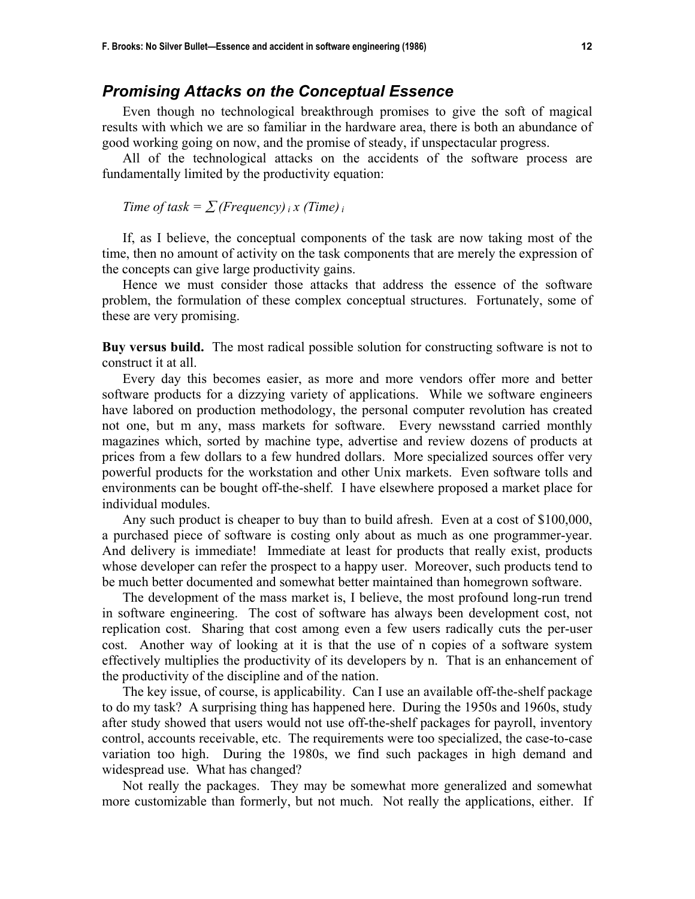## *Promising Attacks on the Conceptual Essence*

Even though no technological breakthrough promises to give the soft of magical results with which we are so familiar in the hardware area, there is both an abundance of good working going on now, and the promise of steady, if unspectacular progress.

All of the technological attacks on the accidents of the software process are fundamentally limited by the productivity equation:

$$\textit{Time of task} = \sum (\textit{Frequency})_i \times (\textit{Time})_i$$

If, as I believe, the conceptual components of the task are now taking most of the time, then no amount of activity on the task components that are merely the expression of the concepts can give large productivity gains.

Hence we must consider those attacks that address the essence of the software problem, the formulation of these complex conceptual structures. Fortunately, some of these are very promising.

**Buy versus build.** The most radical possible solution for constructing software is not to construct it at all.

Every day this becomes easier, as more and more vendors offer more and better software products for a dizzying variety of applications. While we software engineers have labored on production methodology, the personal computer revolution has created not one, but m any, mass markets for software. Every newsstand carried monthly magazines which, sorted by machine type, advertise and review dozens of products at prices from a few dollars to a few hundred dollars. More specialized sources offer very powerful products for the workstation and other Unix markets. Even software tolls and environments can be bought off-the-shelf. I have elsewhere proposed a market place for individual modules.

Any such product is cheaper to buy than to build afresh. Even at a cost of $100,000, a purchased piece of software is costing only about as much as one programmer-year. And delivery is immediate! Immediate at least for products that really exist, products whose developer can refer the prospect to a happy user. Moreover, such products tend to be much better documented and somewhat better maintained than homegrown software.

The development of the mass market is, I believe, the most profound long-run trend in software engineering. The cost of software has always been development cost, not replication cost. Sharing that cost among even a few users radically cuts the per-user cost. Another way of looking at it is that the use of n copies of a software system effectively multiplies the productivity of its developers by n. That is an enhancement of the productivity of the discipline and of the nation.

The key issue, of course, is applicability. Can I use an available off-the-shelf package to do my task? A surprising thing has happened here. During the 1950s and 1960s, study after study showed that users would not use off-the-shelf packages for payroll, inventory control, accounts receivable, etc. The requirements were too specialized, the case-to-case variation too high. During the 1980s, we find such packages in high demand and widespread use. What has changed?

Not really the packages. They may be somewhat more generalized and somewhat more customizable than formerly, but not much. Not really the applications, either. If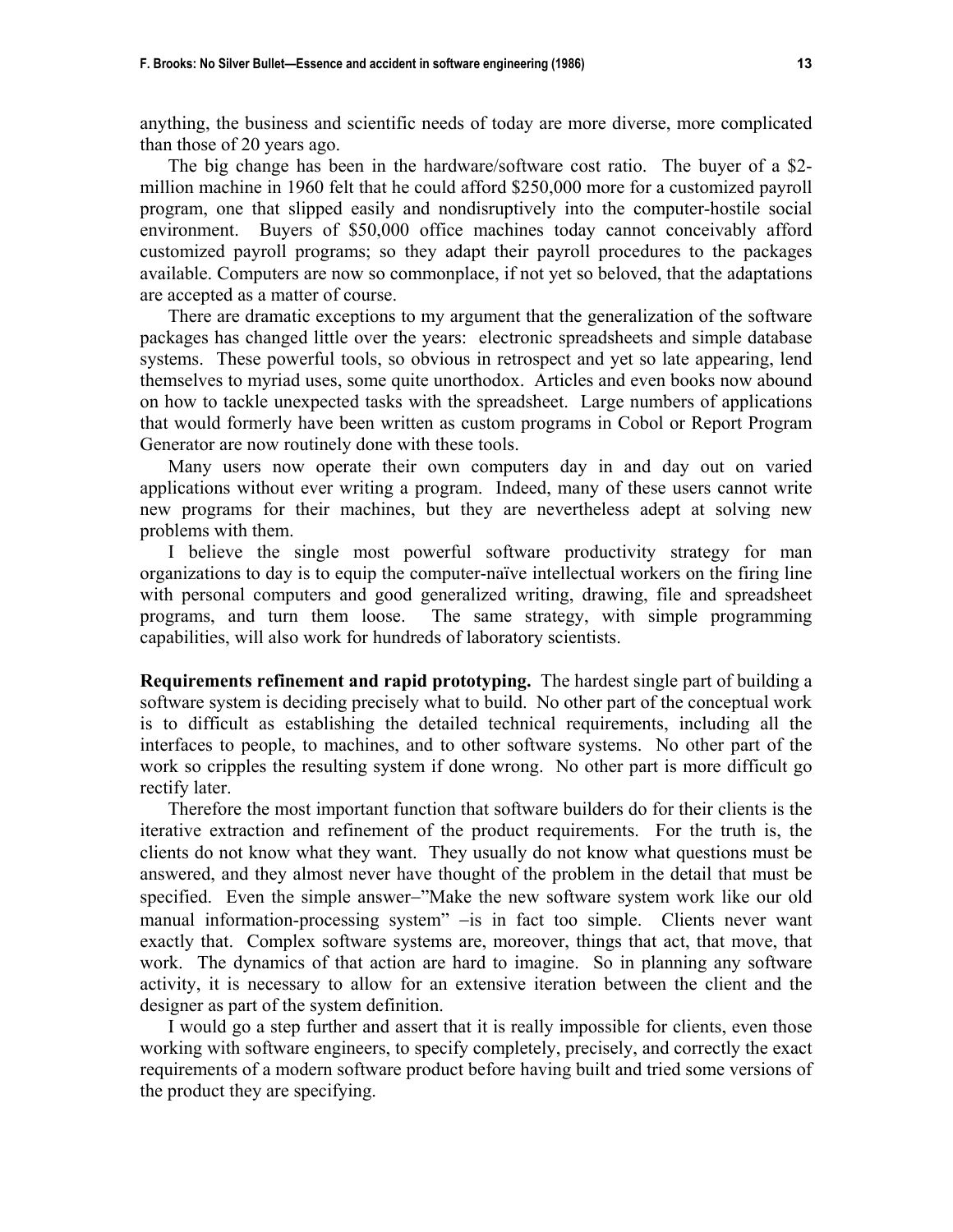anything, the business and scientific needs of today are more diverse, more complicated than those of 20 years ago.

The big change has been in the hardware/software cost ratio. The buyer of a $2-million machine in 1960 felt that he could afford $250,000 more for a customized payroll program, one that slipped easily and nondisruptively into the computer-hostile social environment. Buyers of $50,000 office machines today cannot conceivably afford customized payroll programs; so they adapt their payroll procedures to the packages available. Computers are now so commonplace, if not yet so beloved, that the adaptations are accepted as a matter of course.

There are dramatic exceptions to my argument that the generalization of the software packages has changed little over the years: electronic spreadsheets and simple database systems. These powerful tools, so obvious in retrospect and yet so late appearing, lend themselves to myriad uses, some quite unorthodox. Articles and even books now abound on how to tackle unexpected tasks with the spreadsheet. Large numbers of applications that would formerly have been written as custom programs in Cobol or Report Program Generator are now routinely done with these tools.

Many users now operate their own computers day in and day out on varied applications without ever writing a program. Indeed, many of these users cannot write new programs for their machines, but they are nevertheless adept at solving new problems with them.

I believe the single most powerful software productivity strategy for man organizations to day is to equip the computer-naïve intellectual workers on the firing line with personal computers and good generalized writing, drawing, file and spreadsheet programs, and turn them loose. The same strategy, with simple programming capabilities, will also work for hundreds of laboratory scientists.

**Requirements refinement and rapid prototyping.** The hardest single part of building a software system is deciding precisely what to build. No other part of the conceptual work is to difficult as establishing the detailed technical requirements, including all the interfaces to people, to machines, and to other software systems. No other part of the work so cripples the resulting system if done wrong. No other part is more difficult go rectify later.

Therefore the most important function that software builders do for their clients is the iterative extraction and refinement of the product requirements. For the truth is, the clients do not know what they want. They usually do not know what questions must be answered, and they almost never have thought of the problem in the detail that must be specified. Even the simple answer–"Make the new software system work like our old manual information-processing system" –is in fact too simple. Clients never want exactly that. Complex software systems are, moreover, things that act, that move, that work. The dynamics of that action are hard to imagine. So in planning any software activity, it is necessary to allow for an extensive iteration between the client and the designer as part of the system definition.

I would go a step further and assert that it is really impossible for clients, even those working with software engineers, to specify completely, precisely, and correctly the exact requirements of a modern software product before having built and tried some versions of the product they are specifying.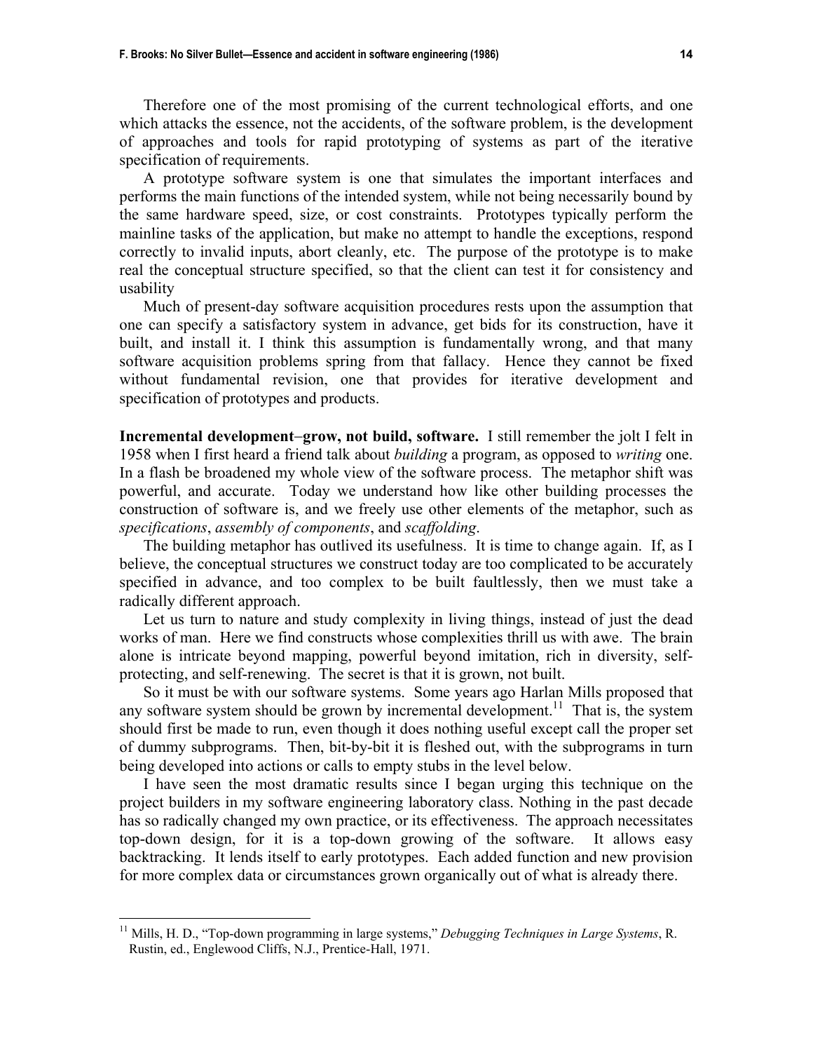Therefore one of the most promising of the current technological efforts, and one which attacks the essence, not the accidents, of the software problem, is the development of approaches and tools for rapid prototyping of systems as part of the iterative specification of requirements.

A prototype software system is one that simulates the important interfaces and performs the main functions of the intended system, while not being necessarily bound by the same hardware speed, size, or cost constraints. Prototypes typically perform the mainline tasks of the application, but make no attempt to handle the exceptions, respond correctly to invalid inputs, abort cleanly, etc. The purpose of the prototype is to make real the conceptual structure specified, so that the client can test it for consistency and usability

Much of present-day software acquisition procedures rests upon the assumption that one can specify a satisfactory system in advance, get bids for its construction, have it built, and install it. I think this assumption is fundamentally wrong, and that many software acquisition problems spring from that fallacy. Hence they cannot be fixed without fundamental revision, one that provides for iterative development and specification of prototypes and products.

**Incremental development–grow, not build, software.** I still remember the jolt I felt in 1958 when I first heard a friend talk about *building* a program, as opposed to *writing* one. In a flash be broadened my whole view of the software process. The metaphor shift was powerful, and accurate. Today we understand how like other building processes the construction of software is, and we freely use other elements of the metaphor, such as *specifications*, *assembly of components*, and *scaffolding*.

The building metaphor has outlived its usefulness. It is time to change again. If, as I believe, the conceptual structures we construct today are too complicated to be accurately specified in advance, and too complex to be built faultlessly, then we must take a radically different approach.

Let us turn to nature and study complexity in living things, instead of just the dead works of man. Here we find constructs whose complexities thrill us with awe. The brain alone is intricate beyond mapping, powerful beyond imitation, rich in diversity, self-protecting, and self-renewing. The secret is that it is grown, not built.

So it must be with our software systems. Some years ago Harlan Mills proposed that any software system should be grown by incremental development.[11] That is, the system should first be made to run, even though it does nothing useful except call the proper set of dummy subprograms. Then, bit-by-bit it is fleshed out, with the subprograms in turn being developed into actions or calls to empty stubs in the level below.

I have seen the most dramatic results since I began urging this technique on the project builders in my software engineering laboratory class. Nothing in the past decade has so radically changed my own practice, or its effectiveness. The approach necessitates top-down design, for it is a top-down growing of the software. It allows easy backtracking. It lends itself to early prototypes. Each added function and new provision for more complex data or circumstances grown organically out of what is already there.

---

[11] Mills, H. D., "Top-down programming in large systems," *Debugging Techniques in Large Systems*, R. Rustin, ed., Englewood Cliffs, N.J., Prentice-Hall, 1971.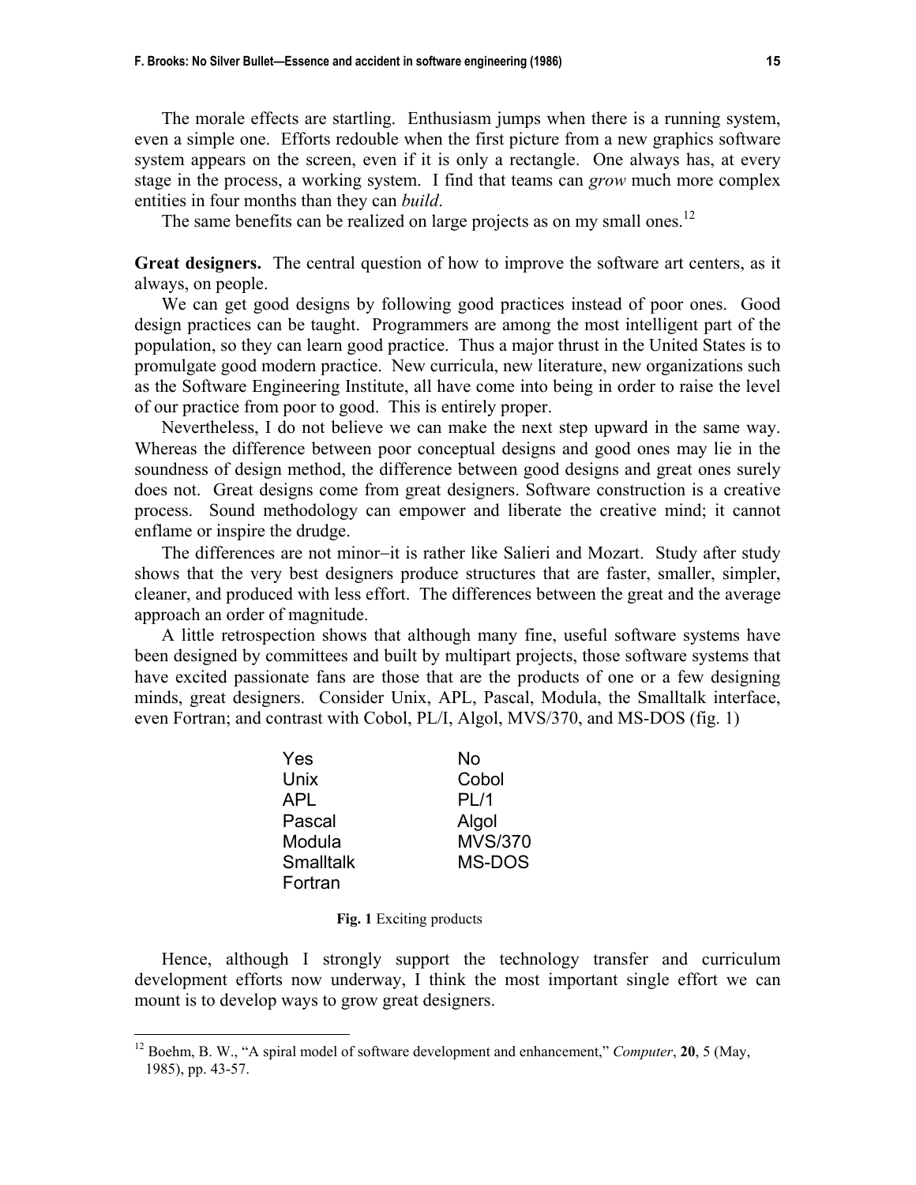The morale effects are startling. Enthusiasm jumps when there is a running system, even a simple one. Efforts redouble when the first picture from a new graphics software system appears on the screen, even if it is only a rectangle. One always has, at every stage in the process, a working system. I find that teams can *grow* much more complex entities in four months than they can *build*.

The same benefits can be realized on large projects as on my small ones.[12]

**Great designers.** The central question of how to improve the software art centers, as it always, on people.

We can get good designs by following good practices instead of poor ones. Good design practices can be taught. Programmers are among the most intelligent part of the population, so they can learn good practice. Thus a major thrust in the United States is to promulgate good modern practice. New curricula, new literature, new organizations such as the Software Engineering Institute, all have come into being in order to raise the level of our practice from poor to good. This is entirely proper.

Nevertheless, I do not believe we can make the next step upward in the same way. Whereas the difference between poor conceptual designs and good ones may lie in the soundness of design method, the difference between good designs and great ones surely does not. Great designs come from great designers. Software construction is a creative process. Sound methodology can empower and liberate the creative mind; it cannot enflame or inspire the drudge.

The differences are not minor–it is rather like Salieri and Mozart. Study after study shows that the very best designers produce structures that are faster, smaller, simpler, cleaner, and produced with less effort. The differences between the great and the average approach an order of magnitude.

A little retrospection shows that although many fine, useful software systems have been designed by committees and built by multipart projects, those software systems that have excited passionate fans are those that are the products of one or a few designing minds, great designers. Consider Unix, APL, Pascal, Modula, the Smalltalk interface, even Fortran; and contrast with Cobol, PL/I, Algol, MVS/370, and MS-DOS (fig. 1)

| Yes | No |
|---|---|
| Unix | Cobol |
| APL | PL/1 |
| Pascal | Algol |
| Modula | MVS/370 |
| Smalltalk | MS-DOS |
| Fortran | |

**Fig. 1** Exciting products

Hence, although I strongly support the technology transfer and curriculum development efforts now underway, I think the most important single effort we can mount is to develop ways to grow great designers.

[12] Boehm, B. W., "A spiral model of software development and enhancement," *Computer*, **20**, 5 (May, 1985), pp. 43-57.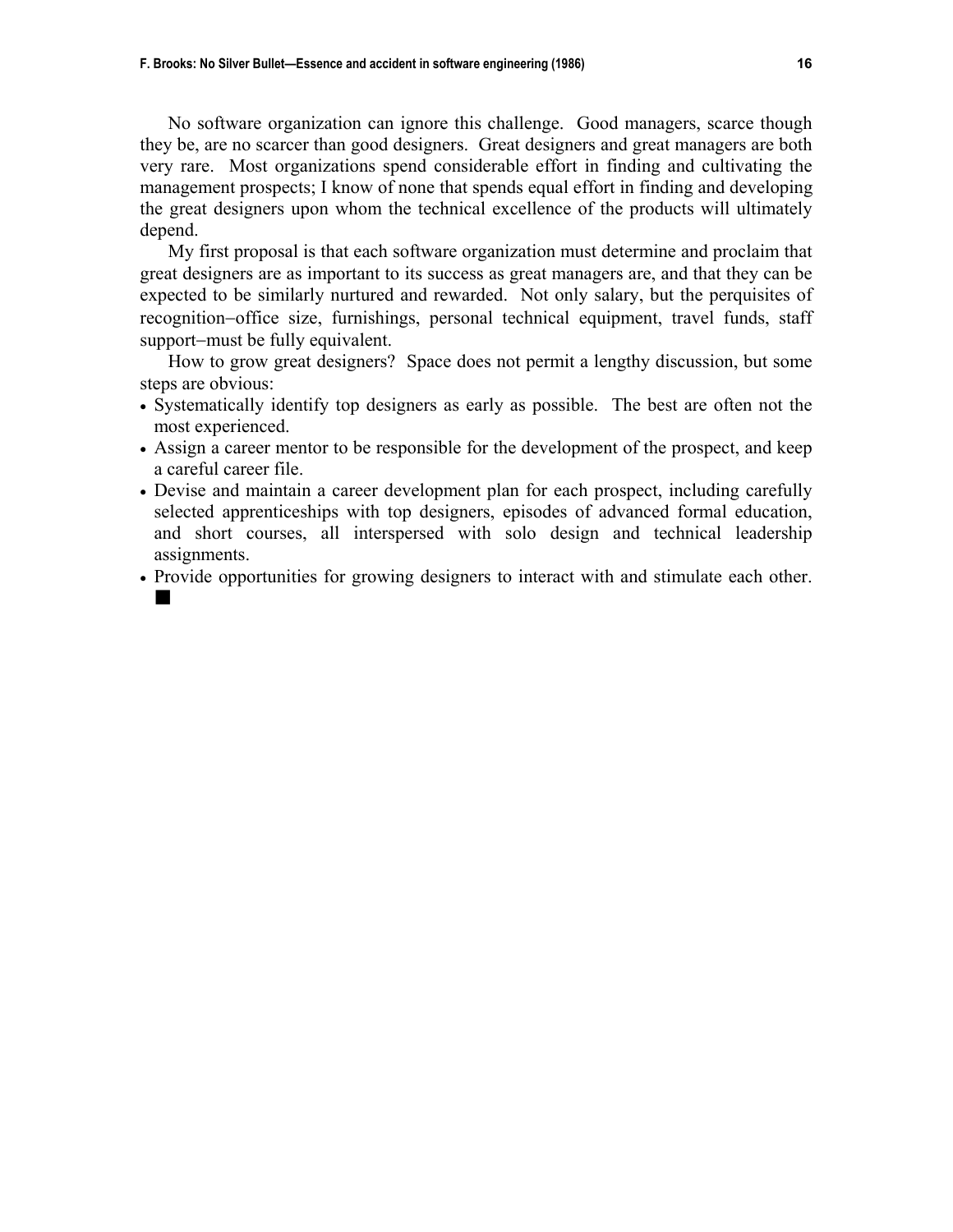No software organization can ignore this challenge. Good managers, scarce though they be, are no scarcer than good designers. Great designers and great managers are both very rare. Most organizations spend considerable effort in finding and cultivating the management prospects; I know of none that spends equal effort in finding and developing the great designers upon whom the technical excellence of the products will ultimately depend.

My first proposal is that each software organization must determine and proclaim that great designers are as important to its success as great managers are, and that they can be expected to be similarly nurtured and rewarded. Not only salary, but the perquisites of recognition–office size, furnishings, personal technical equipment, travel funds, staff support–must be fully equivalent.

How to grow great designers? Space does not permit a lengthy discussion, but some steps are obvious:

- Systematically identify top designers as early as possible. The best are often not the most experienced.
- Assign a career mentor to be responsible for the development of the prospect, and keep a careful career file.
- Devise and maintain a career development plan for each prospect, including carefully selected apprenticeships with top designers, episodes of advanced formal education, and short courses, all interspersed with solo design and technical leadership assignments.
- Provide opportunities for growing designers to interact with and stimulate each other. ■